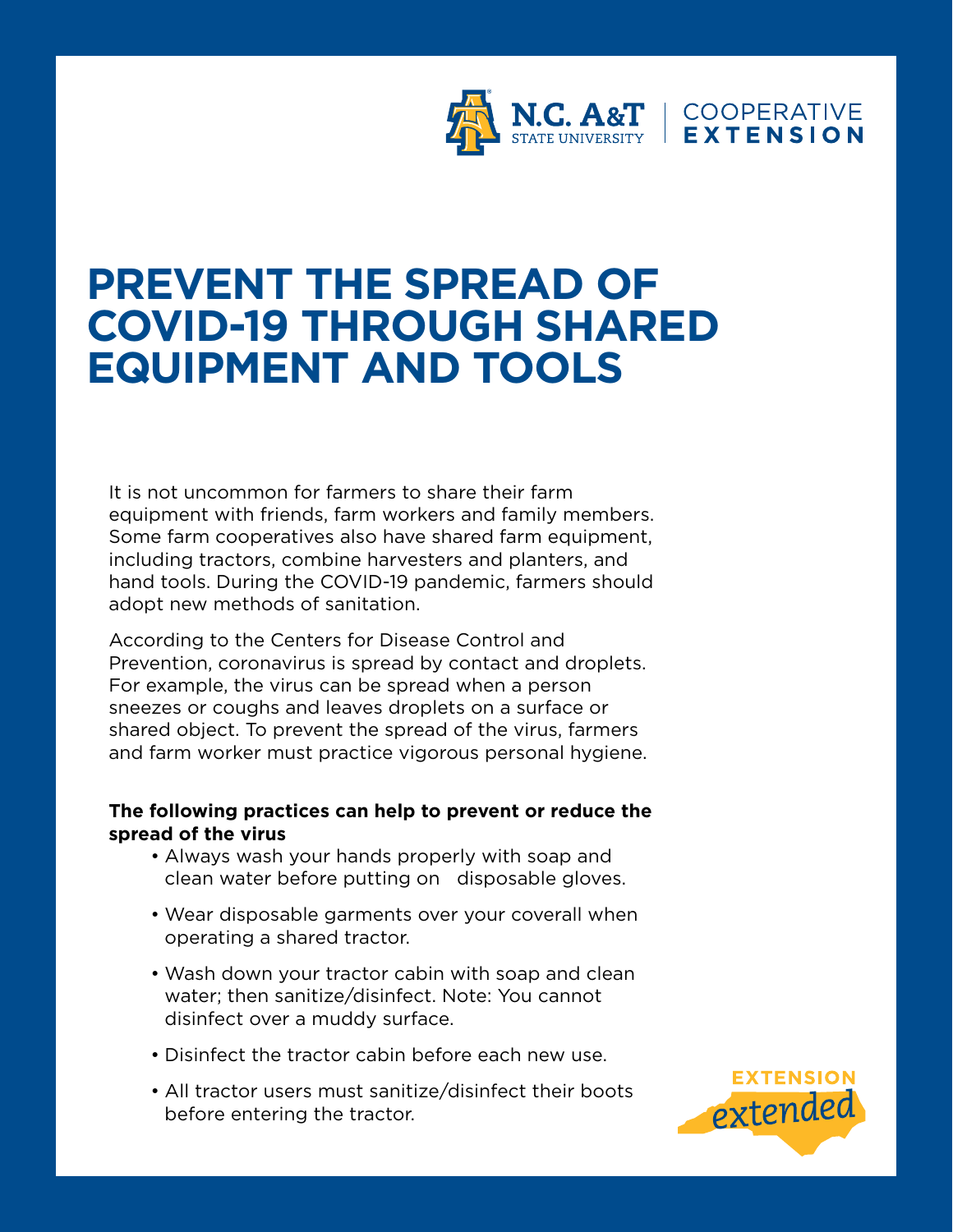# PREVENT THE SPREAD OF COVID-19 THROUGH SHARED EQUIPMENT AND TOOLS

It is not uncommon for farmers to share their farm equipment with friends, farm workers and family members. Some farm cooperatives also have shared farm equipment, including tractors, combine harvesters and planters, and hand tools. During the COVID-19 pandemic, farmers should adopt new methods of sanitation.

According to the Centers for Disease Control and Prevention, coronavirus is spread by contact and droplets. For example, the virus can be spread when a person sneezes or coughs and leaves droplets on a surface or shared object. To prevent the spread of the virus, farmers and farm worker must practice vigorous personal hygiene.

**The following practices can help to prevent or reduce the spread of the virus**

- Always wash your hands properly with soap and clean water before putting on disposable gloves.
- Wear disposable garments over your coverall when operating a shared tractor.
- Wash down your tractor cabin with soap and clean water; then sanitize/disinfect. Note: You cannot disinfect over a muddy surface.
- Disinfect the tractor cabin before each new use.
- All tractor users must sanitize/disinfect their boots before entering the tractor.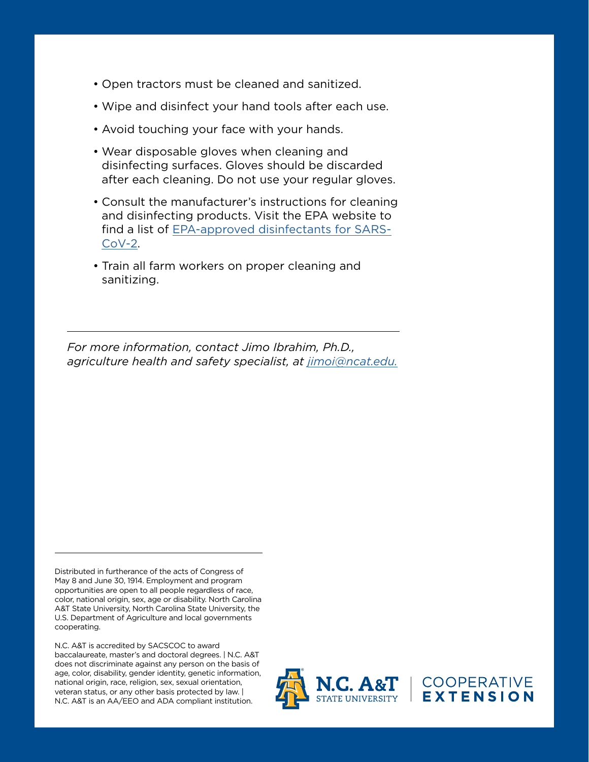- Open tractors must be cleaned and sanitized.
- Wipe and disinfect your hand tools after each use.
- Avoid touching your face with your hands.
- Wear disposable gloves when cleaning and disinfecting surfaces. Gloves should be discarded after each cleaning. Do not use your regular gloves.
- Consult the manufacturer's instructions for cleaning and disinfecting products. Visit the EPA website to find a list of EPA-approved disinfectants for SARS-CoV-2.
- Train all farm workers on proper cleaning and sanitizing.

---

*For more information, contact Jimo Ibrahim, Ph.D., agriculture health and safety specialist, at jimoi@ncat.edu.*

---

Distributed in furtherance of the acts of Congress of May 8 and June 30, 1914. Employment and program opportunities are open to all people regardless of race, color, national origin, sex, age or disability. North Carolina A&T State University, North Carolina State University, the U.S. Department of Agriculture and local governments cooperating.

N.C. A&T is accredited by SACSCOC to award baccalaureate, master's and doctoral degrees. | N.C. A&T does not discriminate against any person on the basis of age, color, disability, gender identity, genetic information, national origin, race, religion, sex, sexual orientation, veteran status, or any other basis protected by law. | N.C. A&T is an AA/EEO and ADA compliant institution.

N.C. A&T STATE UNIVERSITY | COOPERATIVE EXTENSION